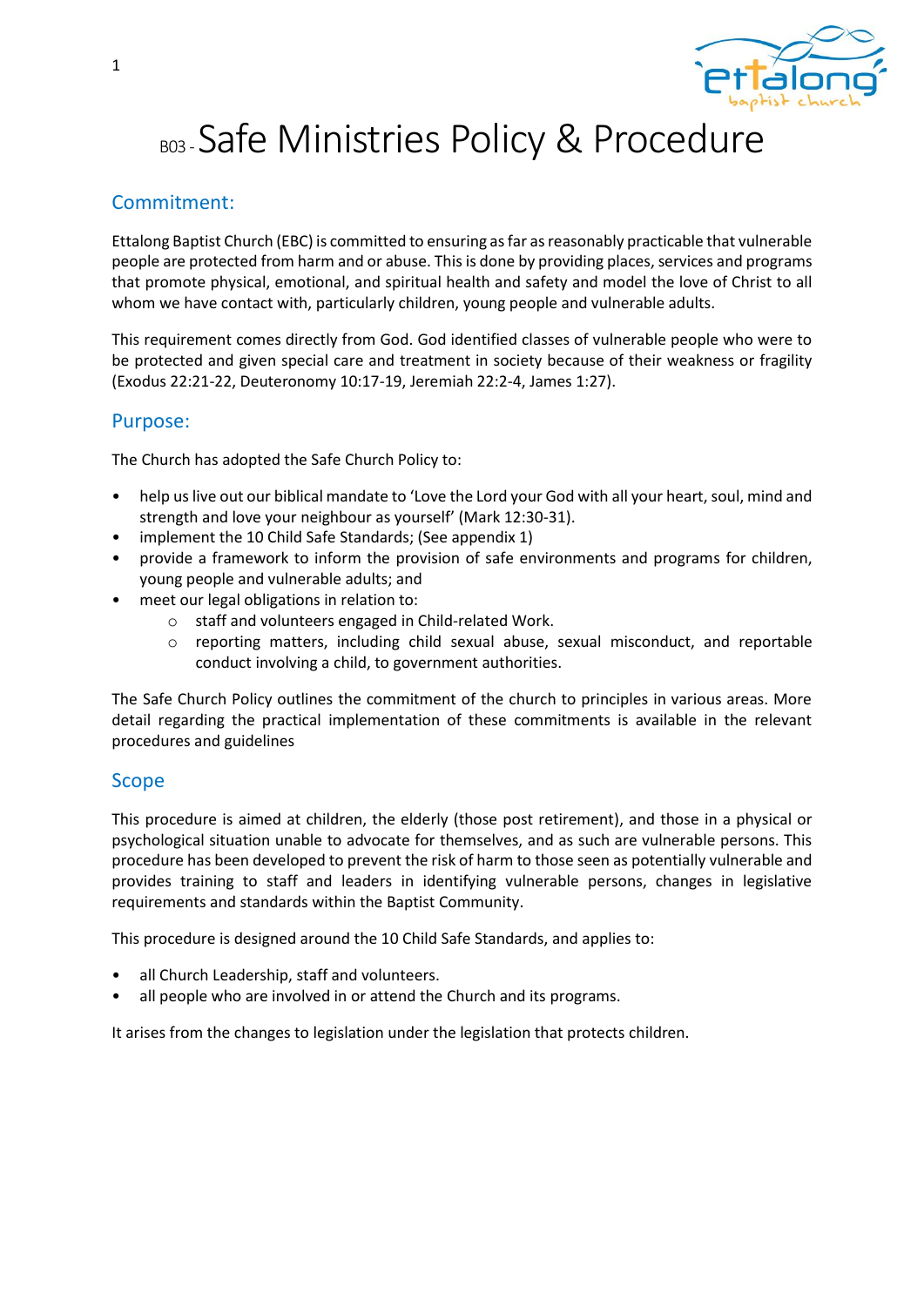# B03 - Safe Ministries Policy & Procedure

## Commitment:

Ettalong Baptist Church (EBC) is committed to ensuring as far as reasonably practicable that vulnerable people are protected from harm and or abuse. This is done by providing places, services and programs that promote physical, emotional, and spiritual health and safety and model the love of Christ to all whom we have contact with, particularly children, young people and vulnerable adults.

This requirement comes directly from God. God identified classes of vulnerable people who were to be protected and given special care and treatment in society because of their weakness or fragility (Exodus 22:21-22, Deuteronomy 10:17-19, Jeremiah 22:2-4, James 1:27).

## Purpose:

The Church has adopted the Safe Church Policy to:

- help us live out our biblical mandate to 'Love the Lord your God with all your heart, soul, mind and strength and love your neighbour as yourself' (Mark 12:30-31).
- implement the 10 Child Safe Standards; (See appendix 1)
- provide a framework to inform the provision of safe environments and programs for children, young people and vulnerable adults; and
- meet our legal obligations in relation to:
    - staff and volunteers engaged in Child-related Work.
    - reporting matters, including child sexual abuse, sexual misconduct, and reportable conduct involving a child, to government authorities.

The Safe Church Policy outlines the commitment of the church to principles in various areas. More detail regarding the practical implementation of these commitments is available in the relevant procedures and guidelines

## Scope

This procedure is aimed at children, the elderly (those post retirement), and those in a physical or psychological situation unable to advocate for themselves, and as such are vulnerable persons. This procedure has been developed to prevent the risk of harm to those seen as potentially vulnerable and provides training to staff and leaders in identifying vulnerable persons, changes in legislative requirements and standards within the Baptist Community.

This procedure is designed around the 10 Child Safe Standards, and applies to:

- all Church Leadership, staff and volunteers.
- all people who are involved in or attend the Church and its programs.

It arises from the changes to legislation under the legislation that protects children.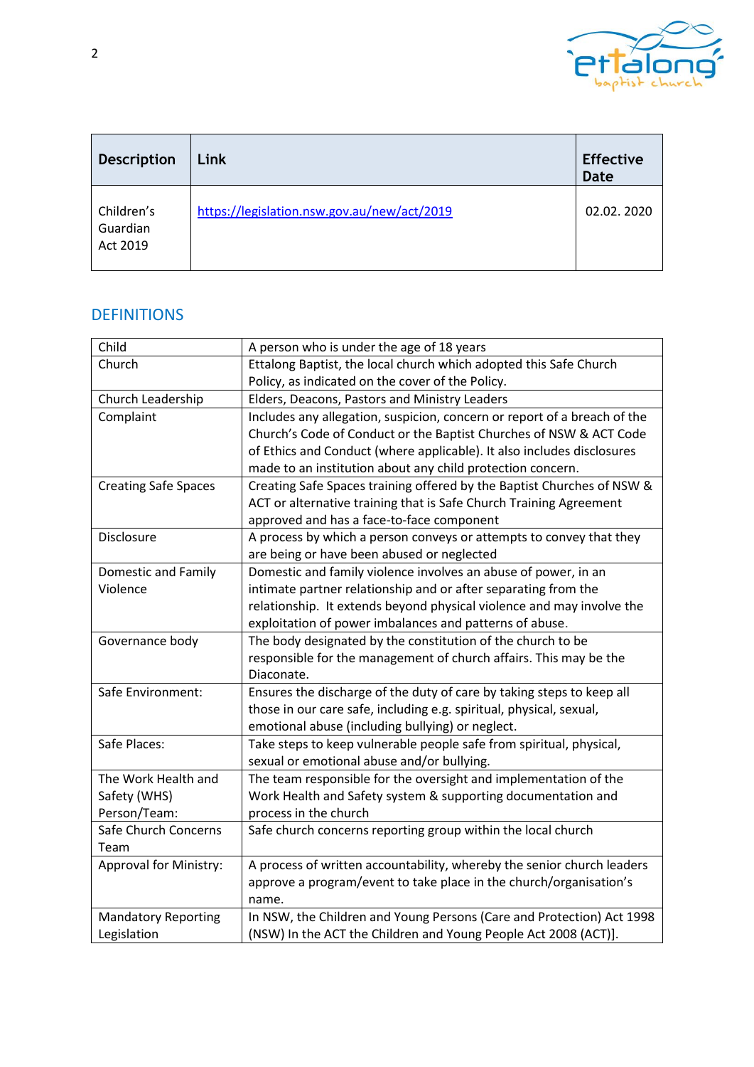| Description | Link | Effective Date |
| --- | --- | --- |
| Children's Guardian Act 2019 | https://legislation.nsw.gov.au/new/act/2019 | 02.02. 2020 |

## DEFINITIONS

| | |
| --- | --- |
| Child | A person who is under the age of 18 years |
| Church | Ettalong Baptist, the local church which adopted this Safe Church Policy, as indicated on the cover of the Policy. |
| Church Leadership | Elders, Deacons, Pastors and Ministry Leaders |
| Complaint | Includes any allegation, suspicion, concern or report of a breach of the Church's Code of Conduct or the Baptist Churches of NSW & ACT Code of Ethics and Conduct (where applicable). It also includes disclosures made to an institution about any child protection concern. |
| Creating Safe Spaces | Creating Safe Spaces training offered by the Baptist Churches of NSW & ACT or alternative training that is Safe Church Training Agreement approved and has a face-to-face component |
| Disclosure | A process by which a person conveys or attempts to convey that they are being or have been abused or neglected |
| Domestic and Family Violence | Domestic and family violence involves an abuse of power, in an intimate partner relationship and or after separating from the relationship. It extends beyond physical violence and may involve the exploitation of power imbalances and patterns of abuse. |
| Governance body | The body designated by the constitution of the church to be responsible for the management of church affairs. This may be the Diaconate. |
| Safe Environment: | Ensures the discharge of the duty of care by taking steps to keep all those in our care safe, including e.g. spiritual, physical, sexual, emotional abuse (including bullying) or neglect. |
| Safe Places: | Take steps to keep vulnerable people safe from spiritual, physical, sexual or emotional abuse and/or bullying. |
| The Work Health and Safety (WHS) Person/Team: | The team responsible for the oversight and implementation of the Work Health and Safety system & supporting documentation and process in the church |
| Safe Church Concerns Team | Safe church concerns reporting group within the local church |
| Approval for Ministry: | A process of written accountability, whereby the senior church leaders approve a program/event to take place in the church/organisation's name. |
| Mandatory Reporting Legislation | In NSW, the Children and Young Persons (Care and Protection) Act 1998 (NSW) In the ACT the Children and Young People Act 2008 (ACT)]. |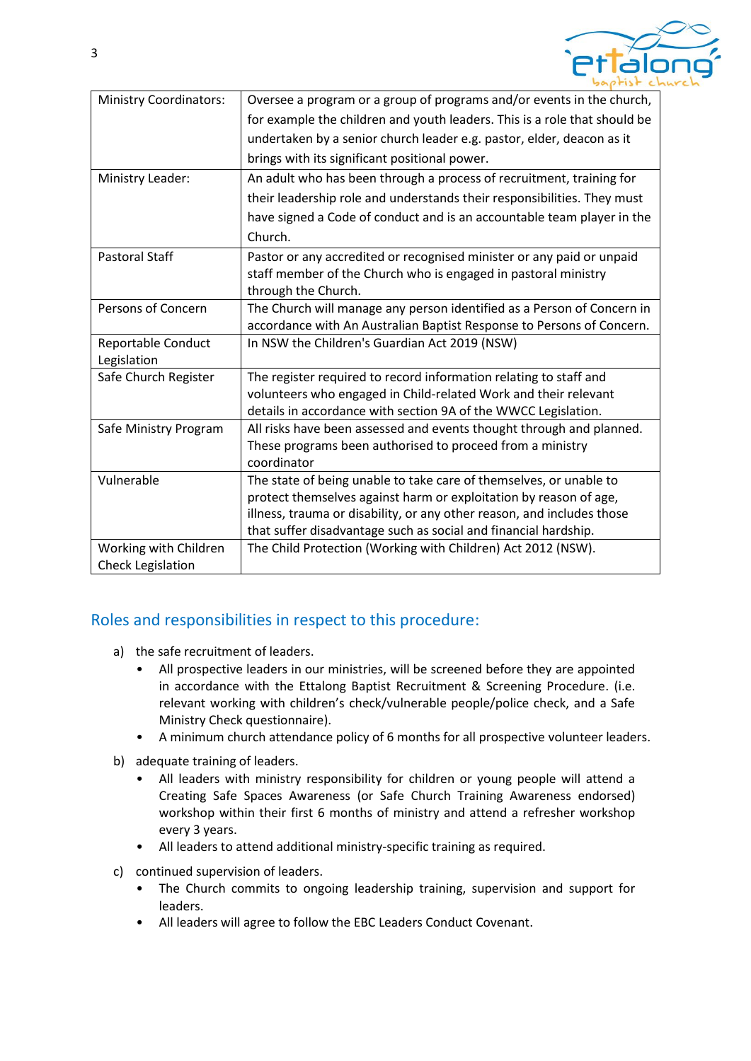| | |
|---|---|
| Ministry Coordinators: | Oversee a program or a group of programs and/or events in the church, for example the children and youth leaders. This is a role that should be undertaken by a senior church leader e.g. pastor, elder, deacon as it brings with its significant positional power. |
| Ministry Leader: | An adult who has been through a process of recruitment, training for their leadership role and understands their responsibilities. They must have signed a Code of conduct and is an accountable team player in the Church. |
| Pastoral Staff | Pastor or any accredited or recognised minister or any paid or unpaid staff member of the Church who is engaged in pastoral ministry through the Church. |
| Persons of Concern | The Church will manage any person identified as a Person of Concern in accordance with An Australian Baptist Response to Persons of Concern. |
| Reportable Conduct Legislation | In NSW the Children's Guardian Act 2019 (NSW) |
| Safe Church Register | The register required to record information relating to staff and volunteers who engaged in Child-related Work and their relevant details in accordance with section 9A of the WWCC Legislation. |
| Safe Ministry Program | All risks have been assessed and events thought through and planned. These programs been authorised to proceed from a ministry coordinator |
| Vulnerable | The state of being unable to take care of themselves, or unable to protect themselves against harm or exploitation by reason of age, illness, trauma or disability, or any other reason, and includes those that suffer disadvantage such as social and financial hardship. |
| Working with Children Check Legislation | The Child Protection (Working with Children) Act 2012 (NSW). |

## Roles and responsibilities in respect to this procedure:

a) the safe recruitment of leaders.
- All prospective leaders in our ministries, will be screened before they are appointed in accordance with the Ettalong Baptist Recruitment & Screening Procedure. (i.e. relevant working with children's check/vulnerable people/police check, and a Safe Ministry Check questionnaire).
- A minimum church attendance policy of 6 months for all prospective volunteer leaders.

b) adequate training of leaders.
- All leaders with ministry responsibility for children or young people will attend a Creating Safe Spaces Awareness (or Safe Church Training Awareness endorsed) workshop within their first 6 months of ministry and attend a refresher workshop every 3 years.
- All leaders to attend additional ministry-specific training as required.

c) continued supervision of leaders.
- The Church commits to ongoing leadership training, supervision and support for leaders.
- All leaders will agree to follow the EBC Leaders Conduct Covenant.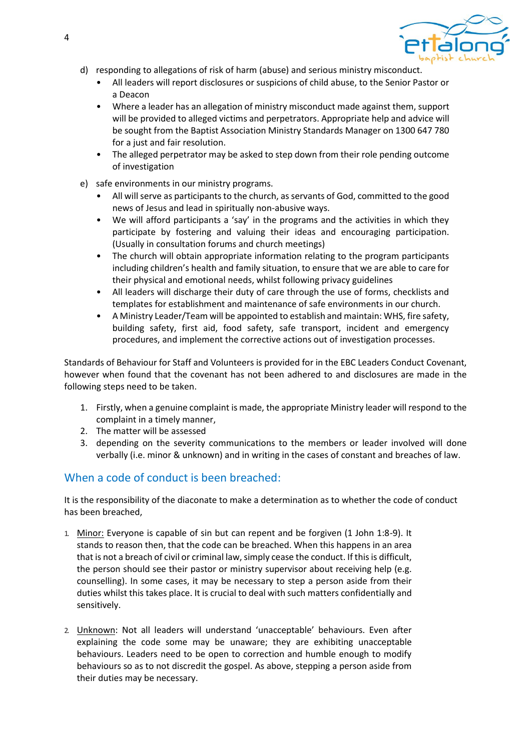d) responding to allegations of risk of harm (abuse) and serious ministry misconduct.
   - All leaders will report disclosures or suspicions of child abuse, to the Senior Pastor or a Deacon
   - Where a leader has an allegation of ministry misconduct made against them, support will be provided to alleged victims and perpetrators. Appropriate help and advice will be sought from the Baptist Association Ministry Standards Manager on 1300 647 780 for a just and fair resolution.
   - The alleged perpetrator may be asked to step down from their role pending outcome of investigation

e) safe environments in our ministry programs.
   - All will serve as participants to the church, as servants of God, committed to the good news of Jesus and lead in spiritually non-abusive ways.
   - We will afford participants a 'say' in the programs and the activities in which they participate by fostering and valuing their ideas and encouraging participation. (Usually in consultation forums and church meetings)
   - The church will obtain appropriate information relating to the program participants including children's health and family situation, to ensure that we are able to care for their physical and emotional needs, whilst following privacy guidelines
   - All leaders will discharge their duty of care through the use of forms, checklists and templates for establishment and maintenance of safe environments in our church.
   - A Ministry Leader/Team will be appointed to establish and maintain: WHS, fire safety, building safety, first aid, food safety, safe transport, incident and emergency procedures, and implement the corrective actions out of investigation processes.

Standards of Behaviour for Staff and Volunteers is provided for in the EBC Leaders Conduct Covenant, however when found that the covenant has not been adhered to and disclosures are made in the following steps need to be taken.

1. Firstly, when a genuine complaint is made, the appropriate Ministry leader will respond to the complaint in a timely manner,
2. The matter will be assessed
3. depending on the severity communications to the members or leader involved will done verbally (i.e. minor & unknown) and in writing in the cases of constant and breaches of law.

## When a code of conduct is been breached:

It is the responsibility of the diaconate to make a determination as to whether the code of conduct has been breached,

1. <u>Minor:</u> Everyone is capable of sin but can repent and be forgiven (1 John 1:8-9). It stands to reason then, that the code can be breached. When this happens in an area that is not a breach of civil or criminal law, simply cease the conduct. If this is difficult, the person should see their pastor or ministry supervisor about receiving help (e.g. counselling). In some cases, it may be necessary to step a person aside from their duties whilst this takes place. It is crucial to deal with such matters confidentially and sensitively.

2. <u>Unknown</u>: Not all leaders will understand 'unacceptable' behaviours. Even after explaining the code some may be unaware; they are exhibiting unacceptable behaviours. Leaders need to be open to correction and humble enough to modify behaviours so as to not discredit the gospel. As above, stepping a person aside from their duties may be necessary.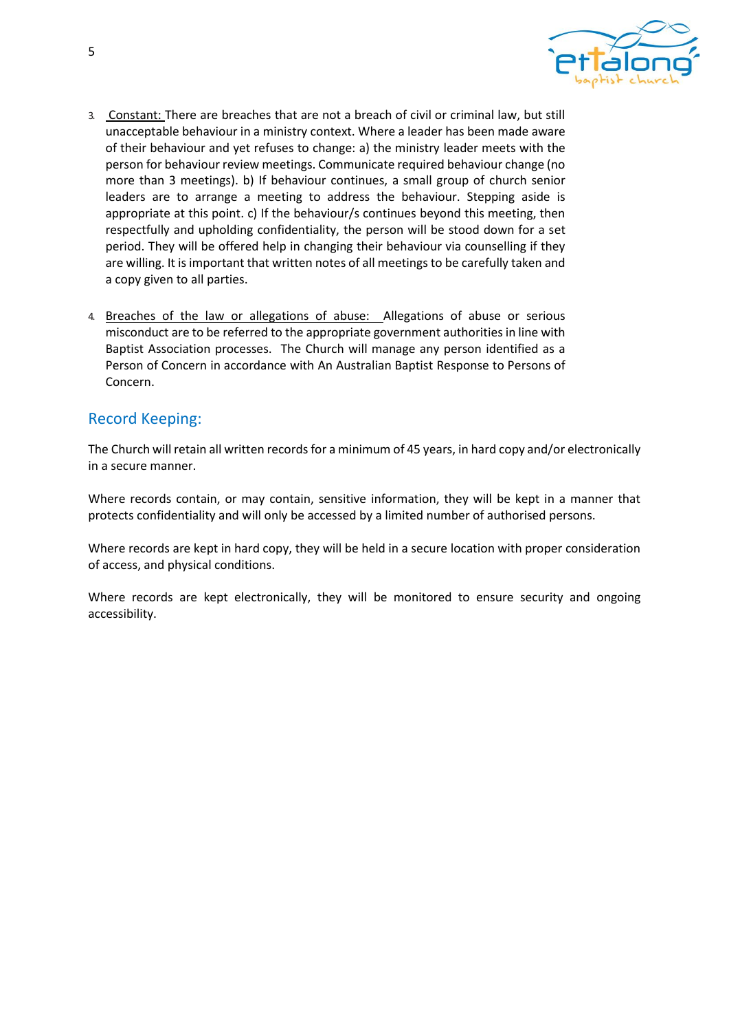3. Constant: There are breaches that are not a breach of civil or criminal law, but still unacceptable behaviour in a ministry context. Where a leader has been made aware of their behaviour and yet refuses to change: a) the ministry leader meets with the person for behaviour review meetings. Communicate required behaviour change (no more than 3 meetings). b) If behaviour continues, a small group of church senior leaders are to arrange a meeting to address the behaviour. Stepping aside is appropriate at this point. c) If the behaviour/s continues beyond this meeting, then respectfully and upholding confidentiality, the person will be stood down for a set period. They will be offered help in changing their behaviour via counselling if they are willing. It is important that written notes of all meetings to be carefully taken and a copy given to all parties.

4. Breaches of the law or allegations of abuse: Allegations of abuse or serious misconduct are to be referred to the appropriate government authorities in line with Baptist Association processes. The Church will manage any person identified as a Person of Concern in accordance with An Australian Baptist Response to Persons of Concern.

## Record Keeping:

The Church will retain all written records for a minimum of 45 years, in hard copy and/or electronically in a secure manner.

Where records contain, or may contain, sensitive information, they will be kept in a manner that protects confidentiality and will only be accessed by a limited number of authorised persons.

Where records are kept in hard copy, they will be held in a secure location with proper consideration of access, and physical conditions.

Where records are kept electronically, they will be monitored to ensure security and ongoing accessibility.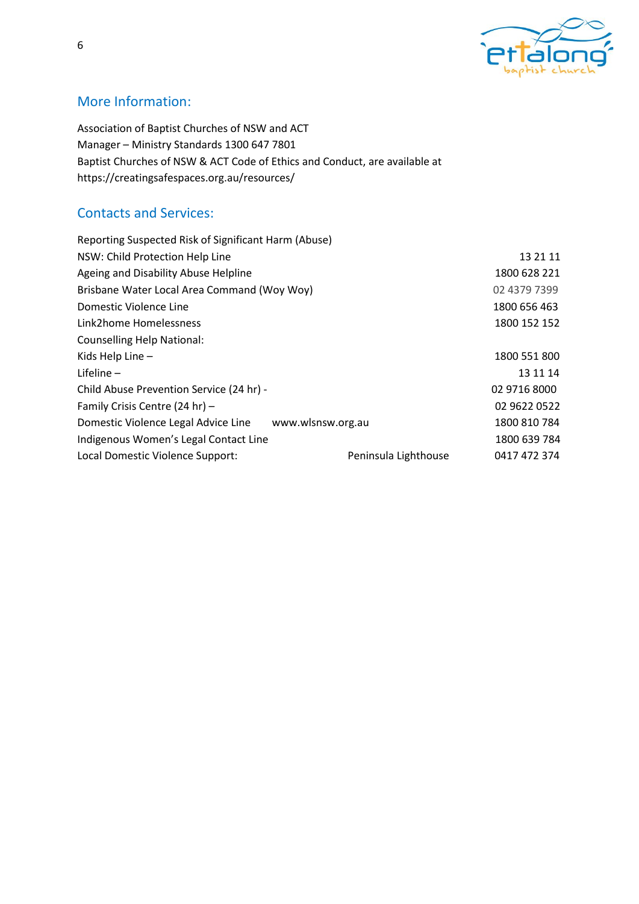## More Information:

Association of Baptist Churches of NSW and ACT
Manager – Ministry Standards 1300 647 7801
Baptist Churches of NSW & ACT Code of Ethics and Conduct, are available at https://creatingsafespaces.org.au/resources/

## Contacts and Services:

| | | |
|---|---|---|
| Reporting Suspected Risk of Significant Harm (Abuse) | | |
| NSW: Child Protection Help Line | | 13 21 11 |
| Ageing and Disability Abuse Helpline | | 1800 628 221 |
| Brisbane Water Local Area Command (Woy Woy) | | 02 4379 7399 |
| Domestic Violence Line | | 1800 656 463 |
| Link2home Homelessness | | 1800 152 152 |
| Counselling Help National: | | |
| Kids Help Line – | | 1800 551 800 |
| Lifeline – | | 13 11 14 |
| Child Abuse Prevention Service (24 hr) - | | 02 9716 8000 |
| Family Crisis Centre (24 hr) – | | 02 9622 0522 |
| Domestic Violence Legal Advice Line | www.wlsnsw.org.au | 1800 810 784 |
| Indigenous Women's Legal Contact Line | | 1800 639 784 |
| Local Domestic Violence Support: | Peninsula Lighthouse | 0417 472 374 |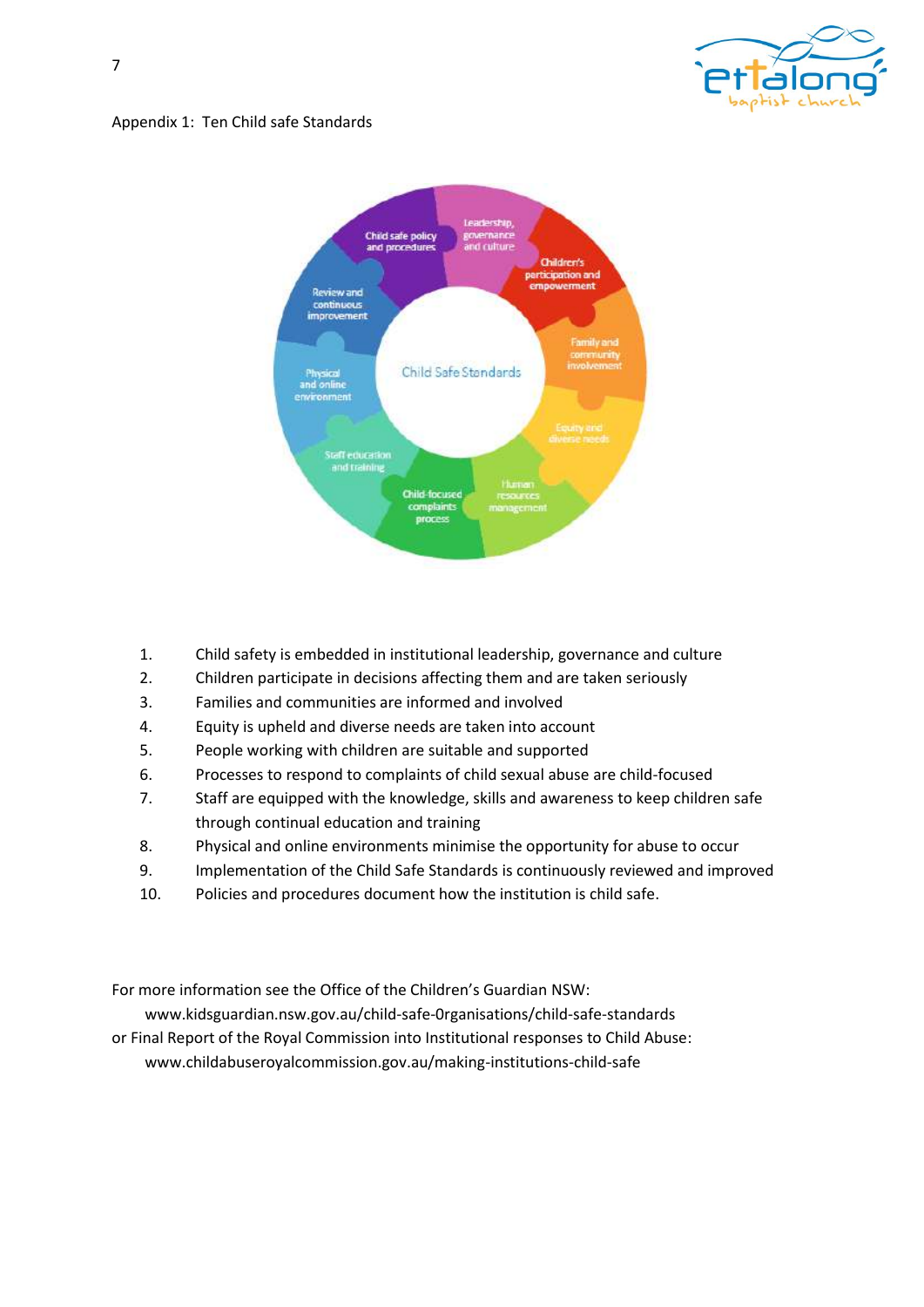Appendix 1: Ten Child safe Standards

Child Safe Standards

Leadership, governance and culture

Children's participation and empowerment

Family and community involvement

Equity and diverse needs

Human resources management

Child-focused complaints process

Staff education and training

Physical and online environment

Review and continuous improvement

Child safe policy and procedures

1. Child safety is embedded in institutional leadership, governance and culture
2. Children participate in decisions affecting them and are taken seriously
3. Families and communities are informed and involved
4. Equity is upheld and diverse needs are taken into account
5. People working with children are suitable and supported
6. Processes to respond to complaints of child sexual abuse are child-focused
7. Staff are equipped with the knowledge, skills and awareness to keep children safe through continual education and training
8. Physical and online environments minimise the opportunity for abuse to occur
9. Implementation of the Child Safe Standards is continuously reviewed and improved
10. Policies and procedures document how the institution is child safe.

For more information see the Office of the Children's Guardian NSW:

www.kidsguardian.nsw.gov.au/child-safe-0rganisations/child-safe-standards

or Final Report of the Royal Commission into Institutional responses to Child Abuse:

www.childabuseroyalcommission.gov.au/making-institutions-child-safe